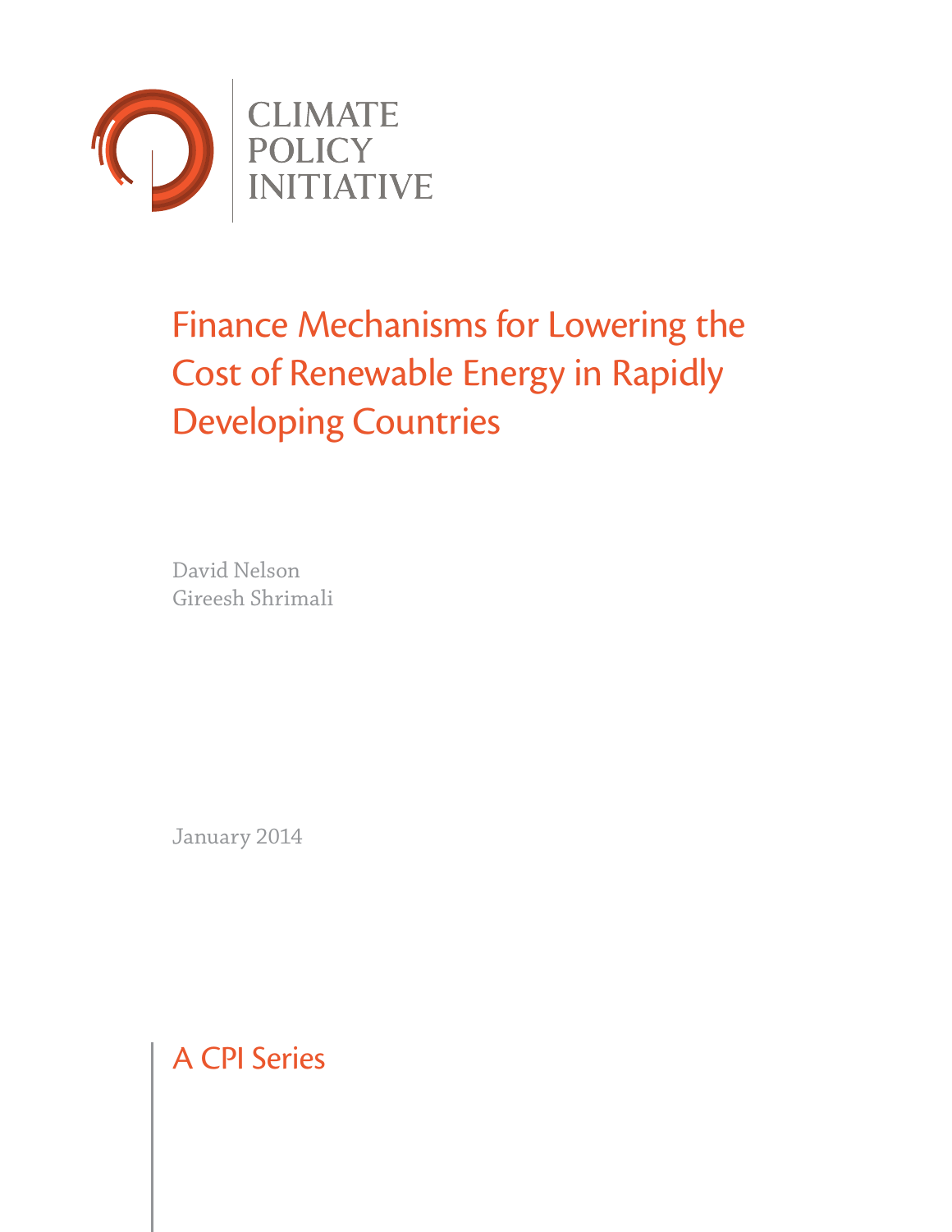CLIMATE POLICY INITIATIVE

# Finance Mechanisms for Lowering the Cost of Renewable Energy in Rapidly Developing Countries

David Nelson
Gireesh Shrimali

January 2014

A CPI Series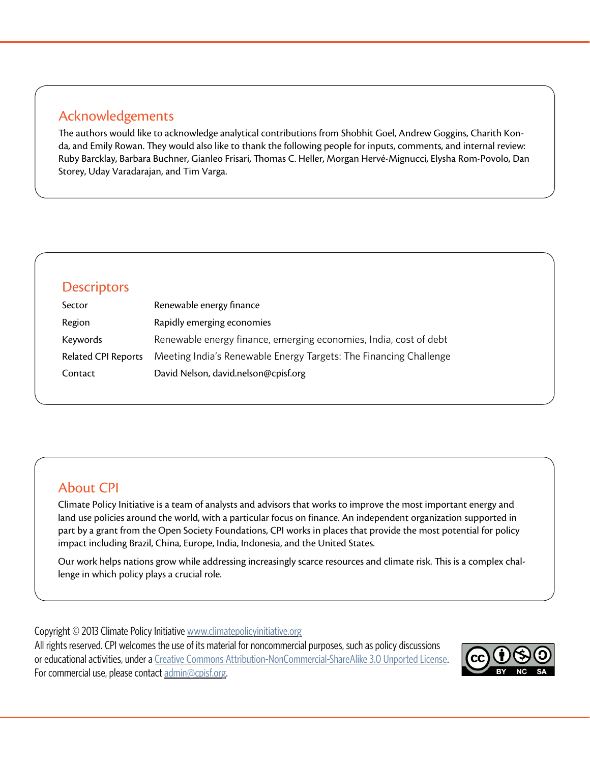## Acknowledgements

The authors would like to acknowledge analytical contributions from Shobhit Goel, Andrew Goggins, Charith Konda, and Emily Rowan. They would also like to thank the following people for inputs, comments, and internal review: Ruby Barcklay, Barbara Buchner, Gianleo Frisari, Thomas C. Heller, Morgan Hervé-Mignucci, Elysha Rom-Povolo, Dan Storey, Uday Varadarajan, and Tim Varga.

## Descriptors

| | |
|---|---|
| Sector | Renewable energy finance |
| Region | Rapidly emerging economies |
| Keywords | Renewable energy finance, emerging economies, India, cost of debt |
| Related CPI Reports | Meeting India's Renewable Energy Targets: The Financing Challenge |
| Contact | David Nelson, david.nelson@cpisf.org |

## About CPI

Climate Policy Initiative is a team of analysts and advisors that works to improve the most important energy and land use policies around the world, with a particular focus on finance. An independent organization supported in part by a grant from the Open Society Foundations, CPI works in places that provide the most potential for policy impact including Brazil, China, Europe, India, Indonesia, and the United States.

Our work helps nations grow while addressing increasingly scarce resources and climate risk. This is a complex challenge in which policy plays a crucial role.

Copyright © 2013 Climate Policy Initiative www.climatepolicyinitiative.org
All rights reserved. CPI welcomes the use of its material for noncommercial purposes, such as policy discussions or educational activities, under a Creative Commons Attribution-NonCommercial-ShareAlike 3.0 Unported License. For commercial use, please contact admin@cpisf.org.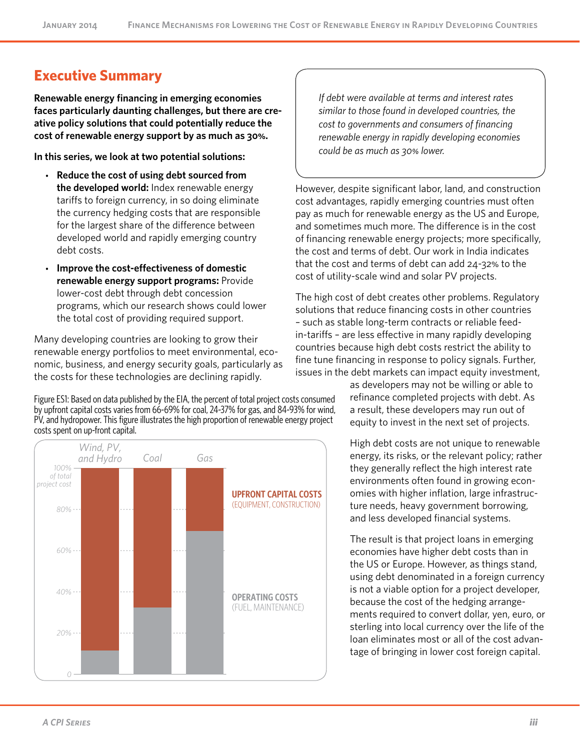## Executive Summary

**Renewable energy financing in emerging economies faces particularly daunting challenges, but there are creative policy solutions that could potentially reduce the cost of renewable energy support by as much as 30%.**

**In this series, we look at two potential solutions:**

- **Reduce the cost of using debt sourced from the developed world:** Index renewable energy tariffs to foreign currency, in so doing eliminate the currency hedging costs that are responsible for the largest share of the difference between developed world and rapidly emerging country debt costs.
- **Improve the cost-effectiveness of domestic renewable energy support programs:** Provide lower-cost debt through debt concession programs, which our research shows could lower the total cost of providing required support.

Many developing countries are looking to grow their renewable energy portfolios to meet environmental, economic, business, and energy security goals, particularly as the costs for these technologies are declining rapidly.

Figure ES1: Based on data published by the EIA, the percent of total project costs consumed by upfront capital costs varies from 66-69% for coal, 24-37% for gas, and 84-93% for wind, PV, and hydropower. This figure illustrates the high proportion of renewable energy project costs spent on up-front capital.

> *If debt were available at terms and interest rates similar to those found in developed countries, the cost to governments and consumers of financing renewable energy in rapidly developing economies could be as much as 30% lower.*

However, despite significant labor, land, and construction cost advantages, rapidly emerging countries must often pay as much for renewable energy as the US and Europe, and sometimes much more. The difference is in the cost of financing renewable energy projects; more specifically, the cost and terms of debt. Our work in India indicates that the cost and terms of debt can add 24-32% to the cost of utility-scale wind and solar PV projects.

The high cost of debt creates other problems. Regulatory solutions that reduce financing costs in other countries – such as stable long-term contracts or reliable feed-in-tariffs – are less effective in many rapidly developing countries because high debt costs restrict the ability to fine tune financing in response to policy signals. Further, issues in the debt markets can impact equity investment, as developers may not be willing or able to refinance completed projects with debt. As a result, these developers may run out of equity to invest in the next set of projects.

High debt costs are not unique to renewable energy, its risks, or the relevant policy; rather they generally reflect the high interest rate environments often found in growing economies with higher inflation, large infrastructure needs, heavy government borrowing, and less developed financial systems.

The result is that project loans in emerging economies have higher debt costs than in the US or Europe. However, as things stand, using debt denominated in a foreign currency is not a viable option for a project developer, because the cost of the hedging arrangements required to convert dollar, yen, euro, or sterling into local currency over the life of the loan eliminates most or all of the cost advantage of bringing in lower cost foreign capital.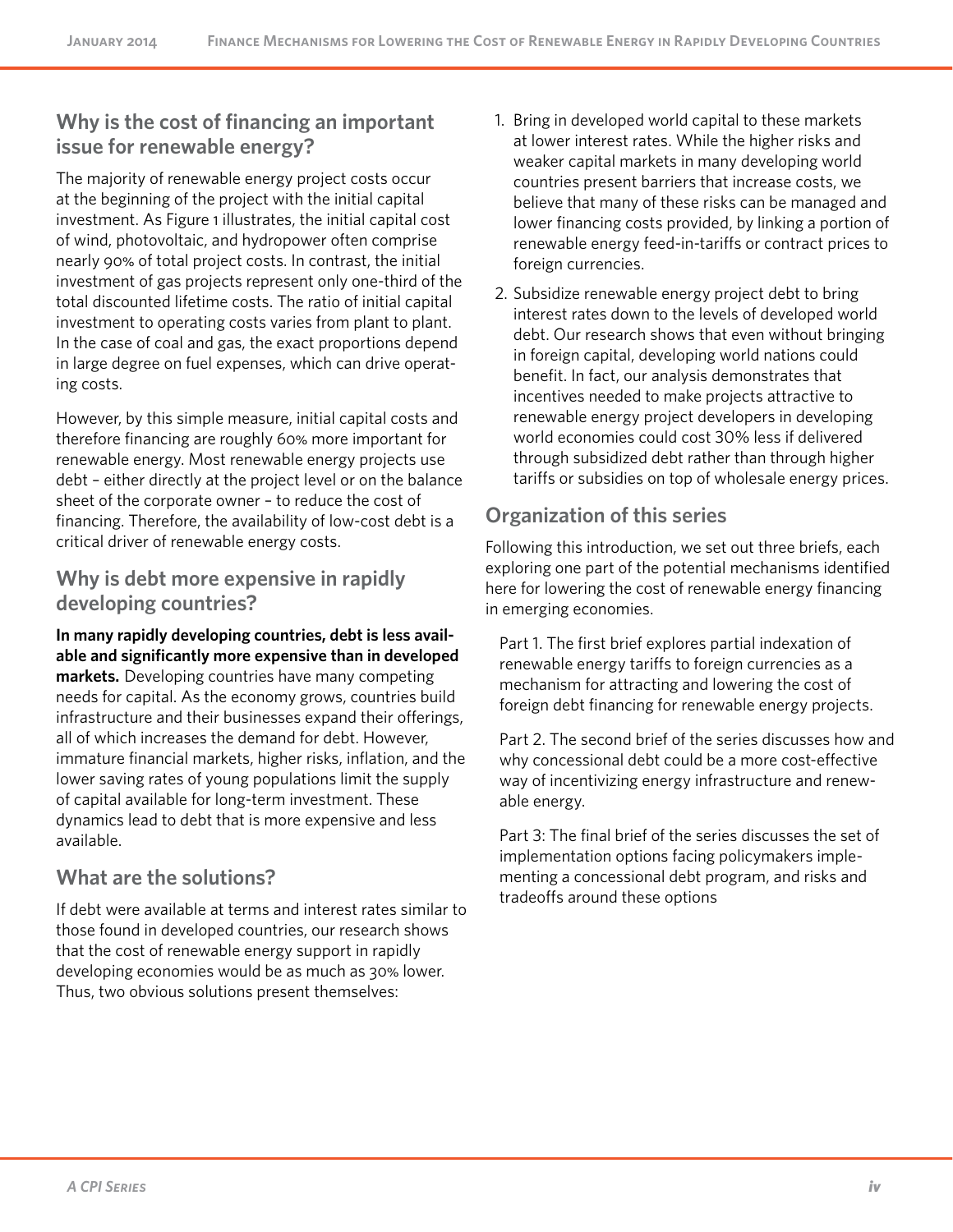## Why is the cost of financing an important issue for renewable energy?

The majority of renewable energy project costs occur at the beginning of the project with the initial capital investment. As Figure 1 illustrates, the initial capital cost of wind, photovoltaic, and hydropower often comprise nearly 90% of total project costs. In contrast, the initial investment of gas projects represent only one-third of the total discounted lifetime costs. The ratio of initial capital investment to operating costs varies from plant to plant. In the case of coal and gas, the exact proportions depend in large degree on fuel expenses, which can drive operating costs.

However, by this simple measure, initial capital costs and therefore financing are roughly 60% more important for renewable energy. Most renewable energy projects use debt – either directly at the project level or on the balance sheet of the corporate owner – to reduce the cost of financing. Therefore, the availability of low-cost debt is a critical driver of renewable energy costs.

## Why is debt more expensive in rapidly developing countries?

**In many rapidly developing countries, debt is less available and significantly more expensive than in developed markets.** Developing countries have many competing needs for capital. As the economy grows, countries build infrastructure and their businesses expand their offerings, all of which increases the demand for debt. However, immature financial markets, higher risks, inflation, and the lower saving rates of young populations limit the supply of capital available for long-term investment. These dynamics lead to debt that is more expensive and less available.

## What are the solutions?

If debt were available at terms and interest rates similar to those found in developed countries, our research shows that the cost of renewable energy support in rapidly developing economies would be as much as 30% lower. Thus, two obvious solutions present themselves:

1. Bring in developed world capital to these markets at lower interest rates. While the higher risks and weaker capital markets in many developing world countries present barriers that increase costs, we believe that many of these risks can be managed and lower financing costs provided, by linking a portion of renewable energy feed-in-tariffs or contract prices to foreign currencies.
2. Subsidize renewable energy project debt to bring interest rates down to the levels of developed world debt. Our research shows that even without bringing in foreign capital, developing world nations could benefit. In fact, our analysis demonstrates that incentives needed to make projects attractive to renewable energy project developers in developing world economies could cost 30% less if delivered through subsidized debt rather than through higher tariffs or subsidies on top of wholesale energy prices.

## Organization of this series

Following this introduction, we set out three briefs, each exploring one part of the potential mechanisms identified here for lowering the cost of renewable energy financing in emerging economies.

Part 1. The first brief explores partial indexation of renewable energy tariffs to foreign currencies as a mechanism for attracting and lowering the cost of foreign debt financing for renewable energy projects.

Part 2. The second brief of the series discusses how and why concessional debt could be a more cost-effective way of incentivizing energy infrastructure and renewable energy.

Part 3: The final brief of the series discusses the set of implementation options facing policymakers implementing a concessional debt program, and risks and tradeoffs around these options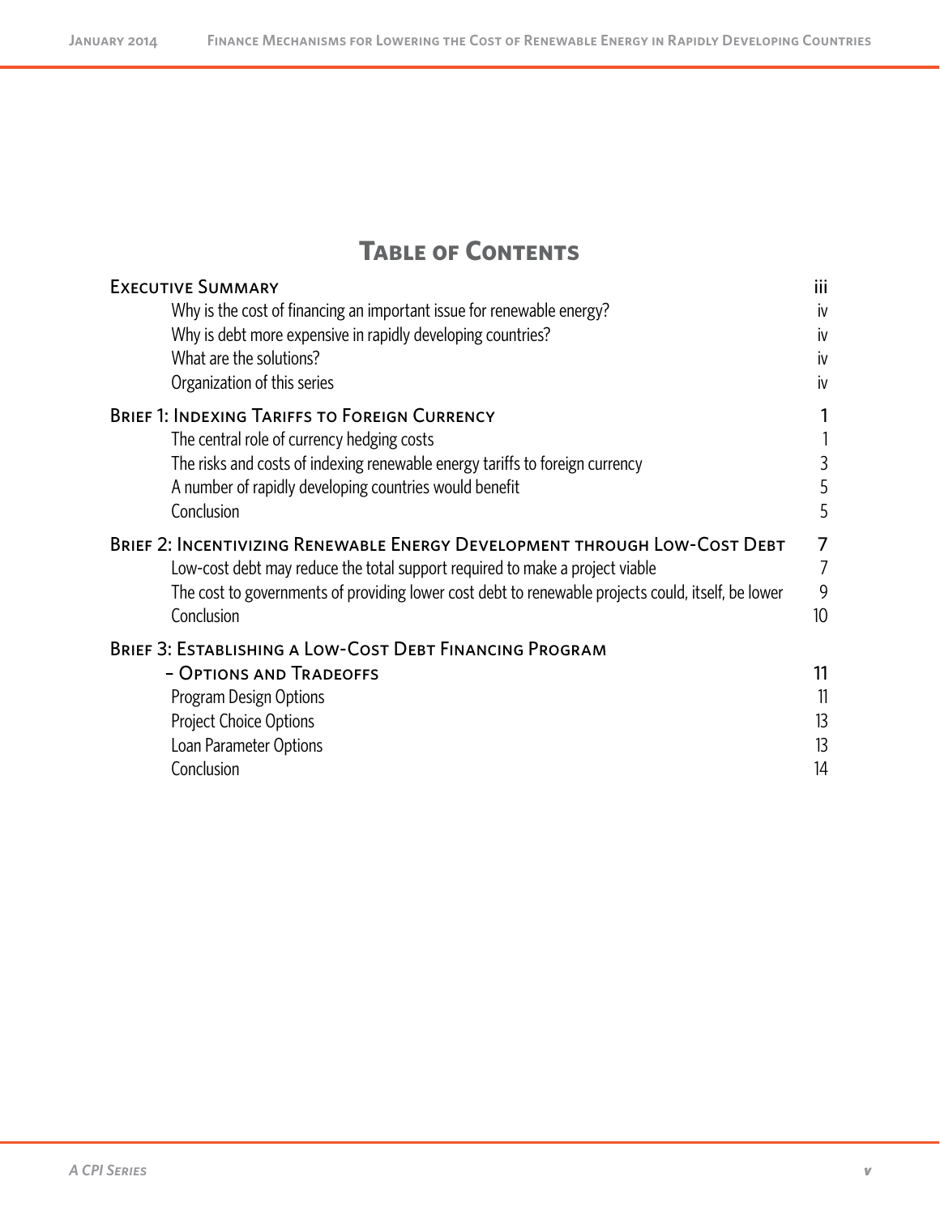# Table of Contents

| | |
|---|---|
| **Executive Summary** | iii |
| Why is the cost of financing an important issue for renewable energy? | iv |
| Why is debt more expensive in rapidly developing countries? | iv |
| What are the solutions? | iv |
| Organization of this series | iv |
| **Brief 1: Indexing Tariffs to Foreign Currency** | 1 |
| The central role of currency hedging costs | 1 |
| The risks and costs of indexing renewable energy tariffs to foreign currency | 3 |
| A number of rapidly developing countries would benefit | 5 |
| Conclusion | 5 |
| **Brief 2: Incentivizing Renewable Energy Development through Low-Cost Debt** | 7 |
| Low-cost debt may reduce the total support required to make a project viable | 7 |
| The cost to governments of providing lower cost debt to renewable projects could, itself, be lower | 9 |
| Conclusion | 10 |
| **Brief 3: Establishing a Low-Cost Debt Financing Program – Options and Tradeoffs** | 11 |
| Program Design Options | 11 |
| Project Choice Options | 13 |
| Loan Parameter Options | 13 |
| Conclusion | 14 |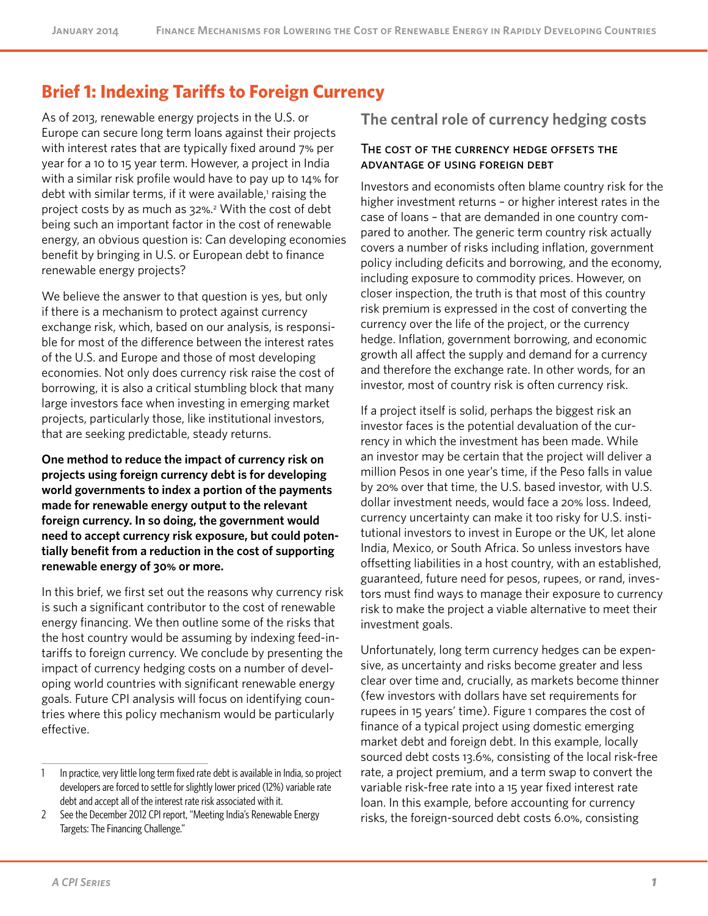# Brief 1: Indexing Tariffs to Foreign Currency

As of 2013, renewable energy projects in the U.S. or Europe can secure long term loans against their projects with interest rates that are typically fixed around 7% per year for a 10 to 15 year term. However, a project in India with a similar risk profile would have to pay up to 14% for debt with similar terms, if it were available,[1] raising the project costs by as much as 32%.[2] With the cost of debt being such an important factor in the cost of renewable energy, an obvious question is: Can developing economies benefit by bringing in U.S. or European debt to finance renewable energy projects?

We believe the answer to that question is yes, but only if there is a mechanism to protect against currency exchange risk, which, based on our analysis, is responsible for most of the difference between the interest rates of the U.S. and Europe and those of most developing economies. Not only does currency risk raise the cost of borrowing, it is also a critical stumbling block that many large investors face when investing in emerging market projects, particularly those, like institutional investors, that are seeking predictable, steady returns.

**One method to reduce the impact of currency risk on projects using foreign currency debt is for developing world governments to index a portion of the payments made for renewable energy output to the relevant foreign currency. In so doing, the government would need to accept currency risk exposure, but could potentially benefit from a reduction in the cost of supporting renewable energy of 30% or more.**

In this brief, we first set out the reasons why currency risk is such a significant contributor to the cost of renewable energy financing. We then outline some of the risks that the host country would be assuming by indexing feed-in-tariffs to foreign currency. We conclude by presenting the impact of currency hedging costs on a number of developing world countries with significant renewable energy goals. Future CPI analysis will focus on identifying countries where this policy mechanism would be particularly effective.

## The central role of currency hedging costs

### The cost of the currency hedge offsets the advantage of using foreign debt

Investors and economists often blame country risk for the higher investment returns – or higher interest rates in the case of loans – that are demanded in one country compared to another. The generic term country risk actually covers a number of risks including inflation, government policy including deficits and borrowing, and the economy, including exposure to commodity prices. However, on closer inspection, the truth is that most of this country risk premium is expressed in the cost of converting the currency over the life of the project, or the currency hedge. Inflation, government borrowing, and economic growth all affect the supply and demand for a currency and therefore the exchange rate. In other words, for an investor, most of country risk is often currency risk.

If a project itself is solid, perhaps the biggest risk an investor faces is the potential devaluation of the currency in which the investment has been made. While an investor may be certain that the project will deliver a million Pesos in one year's time, if the Peso falls in value by 20% over that time, the U.S. based investor, with U.S. dollar investment needs, would face a 20% loss. Indeed, currency uncertainty can make it too risky for U.S. institutional investors to invest in Europe or the UK, let alone India, Mexico, or South Africa. So unless investors have offsetting liabilities in a host country, with an established, guaranteed, future need for pesos, rupees, or rand, investors must find ways to manage their exposure to currency risk to make the project a viable alternative to meet their investment goals.

Unfortunately, long term currency hedges can be expensive, as uncertainty and risks become greater and less clear over time and, crucially, as markets become thinner (few investors with dollars have set requirements for rupees in 15 years' time). Figure 1 compares the cost of finance of a typical project using domestic emerging market debt and foreign debt. In this example, locally sourced debt costs 13.6%, consisting of the local risk-free rate, a project premium, and a term swap to convert the variable risk-free rate into a 15 year fixed interest rate loan. In this example, before accounting for currency risks, the foreign-sourced debt costs 6.0%, consisting

---

1 In practice, very little long term fixed rate debt is available in India, so project developers are forced to settle for slightly lower priced (12%) variable rate debt and accept all of the interest rate risk associated with it.

2 See the December 2012 CPI report, "Meeting India's Renewable Energy Targets: The Financing Challenge."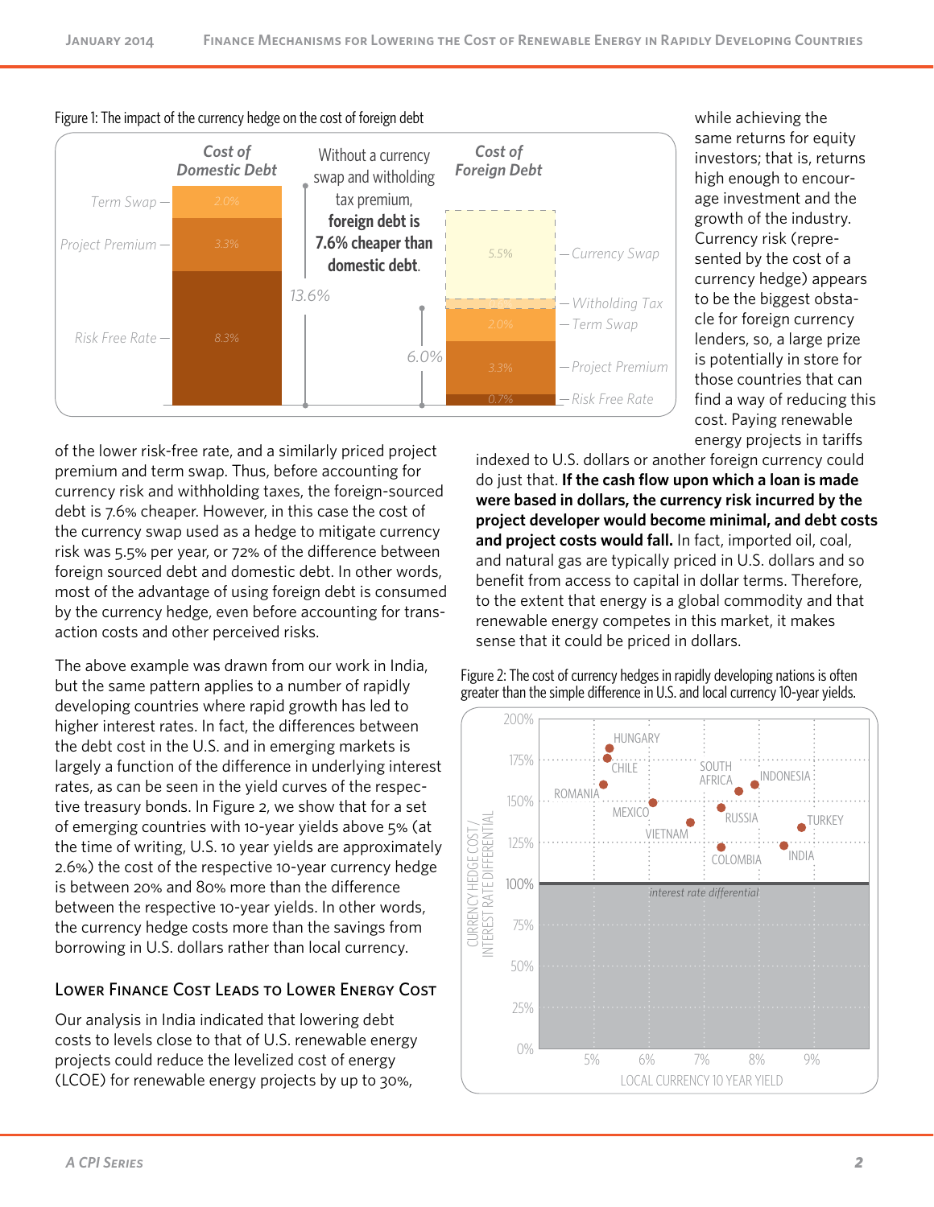Figure 1: The impact of the currency hedge on the cost of foreign debt

Figure 2: The cost of currency hedges in rapidly developing nations is often greater than the simple difference in U.S. and local currency 10-year yields.

while achieving the same returns for equity investors; that is, returns high enough to encourage investment and the growth of the industry. Currency risk (represented by the cost of a currency hedge) appears to be the biggest obstacle for foreign currency lenders, so, a large prize is potentially in store for those countries that can find a way of reducing this cost. Paying renewable energy projects in tariffs indexed to U.S. dollars or another foreign currency could do just that. **If the cash flow upon which a loan is made were based in dollars, the currency risk incurred by the project developer would become minimal, and debt costs and project costs would fall.** In fact, imported oil, coal, and natural gas are typically priced in U.S. dollars and so benefit from access to capital in dollar terms. Therefore, to the extent that energy is a global commodity and that renewable energy competes in this market, it makes sense that it could be priced in dollars.

of the lower risk-free rate, and a similarly priced project premium and term swap. Thus, before accounting for currency risk and withholding taxes, the foreign-sourced debt is 7.6% cheaper. However, in this case the cost of the currency swap used as a hedge to mitigate currency risk was 5.5% per year, or 72% of the difference between foreign sourced debt and domestic debt. In other words, most of the advantage of using foreign debt is consumed by the currency hedge, even before accounting for transaction costs and other perceived risks.

The above example was drawn from our work in India, but the same pattern applies to a number of rapidly developing countries where rapid growth has led to higher interest rates. In fact, the differences between the debt cost in the U.S. and in emerging markets is largely a function of the difference in underlying interest rates, as can be seen in the yield curves of the respective treasury bonds. In Figure 2, we show that for a set of emerging countries with 10-year yields above 5% (at the time of writing, U.S. 10 year yields are approximately 2.6%) the cost of the respective 10-year currency hedge is between 20% and 80% more than the difference between the respective 10-year yields. In other words, the currency hedge costs more than the savings from borrowing in U.S. dollars rather than local currency.

## Lower Finance Cost Leads to Lower Energy Cost

Our analysis in India indicated that lowering debt costs to levels close to that of U.S. renewable energy projects could reduce the levelized cost of energy (LCOE) for renewable energy projects by up to 30%,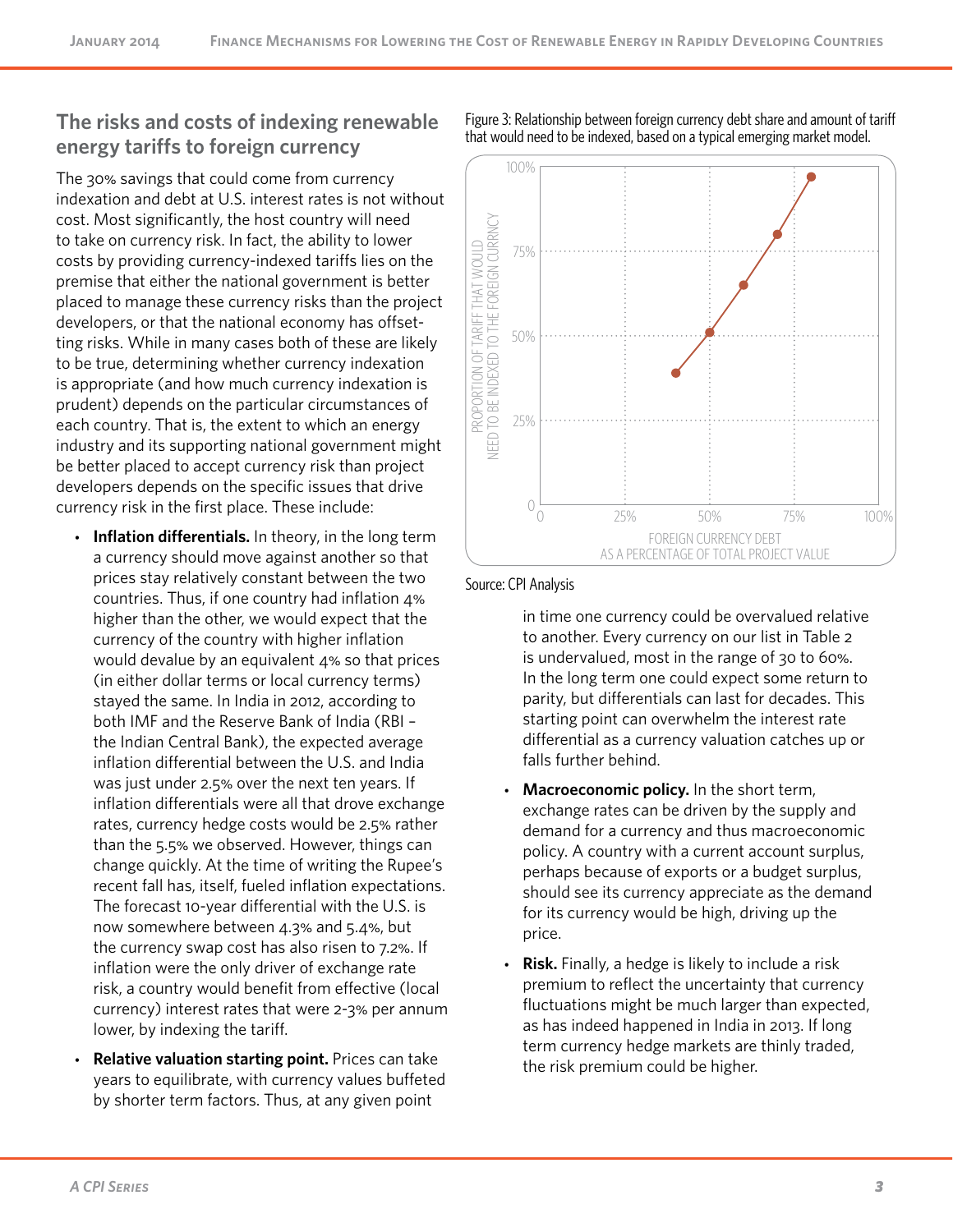## The risks and costs of indexing renewable energy tariffs to foreign currency

The 30% savings that could come from currency indexation and debt at U.S. interest rates is not without cost. Most significantly, the host country will need to take on currency risk. In fact, the ability to lower costs by providing currency-indexed tariffs lies on the premise that either the national government is better placed to manage these currency risks than the project developers, or that the national economy has offsetting risks. While in many cases both of these are likely to be true, determining whether currency indexation is appropriate (and how much currency indexation is prudent) depends on the particular circumstances of each country. That is, the extent to which an energy industry and its supporting national government might be better placed to accept currency risk than project developers depends on the specific issues that drive currency risk in the first place. These include:

- **Inflation differentials.** In theory, in the long term a currency should move against another so that prices stay relatively constant between the two countries. Thus, if one country had inflation 4% higher than the other, we would expect that the currency of the country with higher inflation would devalue by an equivalent 4% so that prices (in either dollar terms or local currency terms) stayed the same. In India in 2012, according to both IMF and the Reserve Bank of India (RBI – the Indian Central Bank), the expected average inflation differential between the U.S. and India was just under 2.5% over the next ten years. If inflation differentials were all that drove exchange rates, currency hedge costs would be 2.5% rather than the 5.5% we observed. However, things can change quickly. At the time of writing the Rupee's recent fall has, itself, fueled inflation expectations. The forecast 10-year differential with the U.S. is now somewhere between 4.3% and 5.4%, but the currency swap cost has also risen to 7.2%. If inflation were the only driver of exchange rate risk, a country would benefit from effective (local currency) interest rates that were 2-3% per annum lower, by indexing the tariff.
- **Relative valuation starting point.** Prices can take years to equilibrate, with currency values buffeted by shorter term factors. Thus, at any given point in time one currency could be overvalued relative to another. Every currency on our list in Table 2 is undervalued, most in the range of 30 to 60%. In the long term one could expect some return to parity, but differentials can last for decades. This starting point can overwhelm the interest rate differential as a currency valuation catches up or falls further behind.
- **Macroeconomic policy.** In the short term, exchange rates can be driven by the supply and demand for a currency and thus macroeconomic policy. A country with a current account surplus, perhaps because of exports or a budget surplus, should see its currency appreciate as the demand for its currency would be high, driving up the price.
- **Risk.** Finally, a hedge is likely to include a risk premium to reflect the uncertainty that currency fluctuations might be much larger than expected, as has indeed happened in India in 2013. If long term currency hedge markets are thinly traded, the risk premium could be higher.

Figure 3: Relationship between foreign currency debt share and amount of tariff that would need to be indexed, based on a typical emerging market model.

Source: CPI Analysis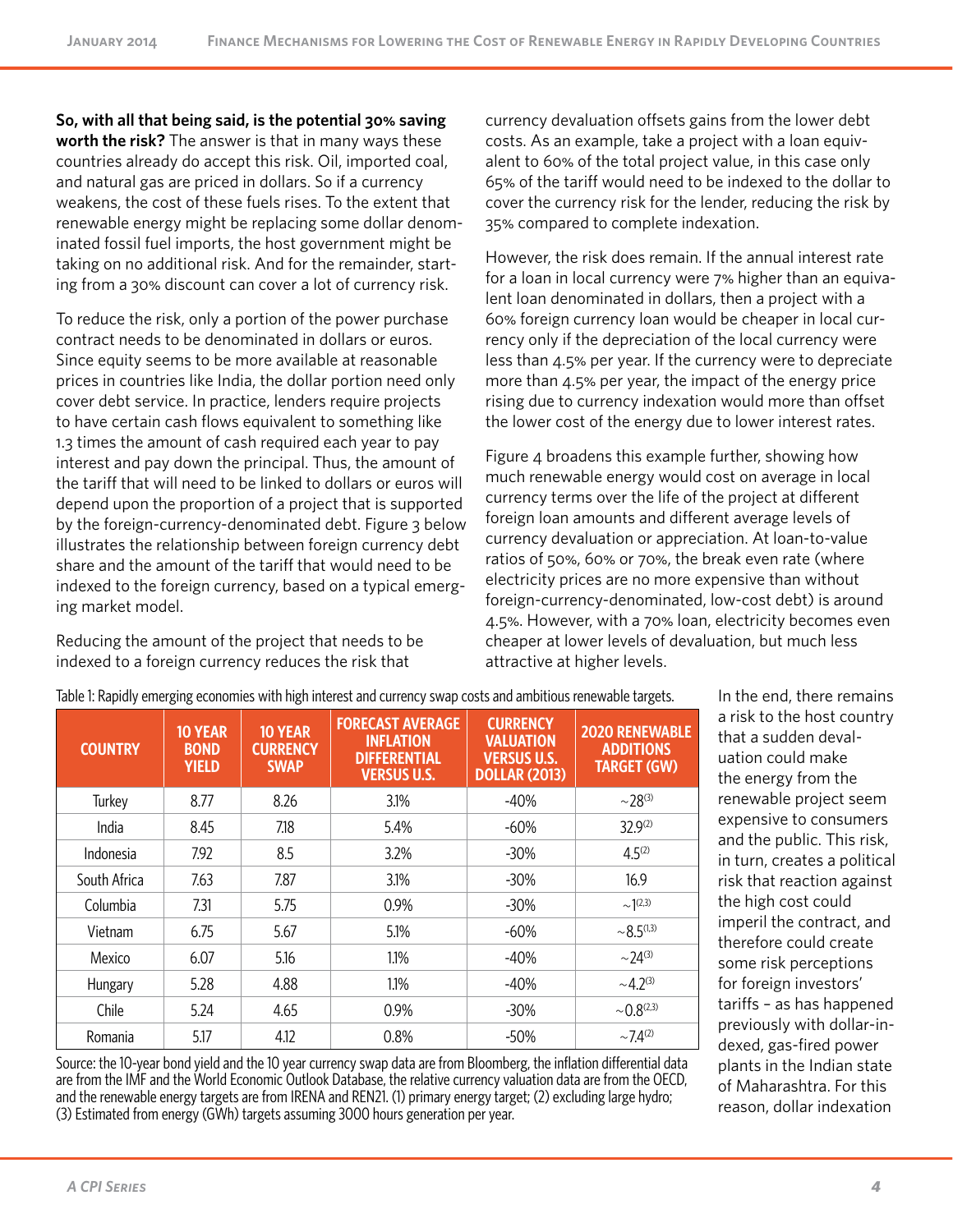**So, with all that being said, is the potential 30% saving worth the risk?** The answer is that in many ways these countries already do accept this risk. Oil, imported coal, and natural gas are priced in dollars. So if a currency weakens, the cost of these fuels rises. To the extent that renewable energy might be replacing some dollar denominated fossil fuel imports, the host government might be taking on no additional risk. And for the remainder, starting from a 30% discount can cover a lot of currency risk.

To reduce the risk, only a portion of the power purchase contract needs to be denominated in dollars or euros. Since equity seems to be more available at reasonable prices in countries like India, the dollar portion need only cover debt service. In practice, lenders require projects to have certain cash flows equivalent to something like 1.3 times the amount of cash required each year to pay interest and pay down the principal. Thus, the amount of the tariff that will need to be linked to dollars or euros will depend upon the proportion of a project that is supported by the foreign-currency-denominated debt. Figure 3 below illustrates the relationship between foreign currency debt share and the amount of the tariff that would need to be indexed to the foreign currency, based on a typical emerging market model.

Reducing the amount of the project that needs to be indexed to a foreign currency reduces the risk that currency devaluation offsets gains from the lower debt costs. As an example, take a project with a loan equivalent to 60% of the total project value, in this case only 65% of the tariff would need to be indexed to the dollar to cover the currency risk for the lender, reducing the risk by 35% compared to complete indexation.

However, the risk does remain. If the annual interest rate for a loan in local currency were 7% higher than an equivalent loan denominated in dollars, then a project with a 60% foreign currency loan would be cheaper in local currency only if the depreciation of the local currency were less than 4.5% per year. If the currency were to depreciate more than 4.5% per year, the impact of the energy price rising due to currency indexation would more than offset the lower cost of the energy due to lower interest rates.

Figure 4 broadens this example further, showing how much renewable energy would cost on average in local currency terms over the life of the project at different foreign loan amounts and different average levels of currency devaluation or appreciation. At loan-to-value ratios of 50%, 60% or 70%, the break even rate (where electricity prices are no more expensive than without foreign-currency-denominated, low-cost debt) is around 4.5%. However, with a 70% loan, electricity becomes even cheaper at lower levels of devaluation, but much less attractive at higher levels.

Table 1: Rapidly emerging economies with high interest and currency swap costs and ambitious renewable targets.

| COUNTRY | 10 YEAR BOND YIELD | 10 YEAR CURRENCY SWAP | FORECAST AVERAGE INFLATION DIFFERENTIAL VERSUS U.S. | CURRENCY VALUATION VERSUS U.S. DOLLAR (2013) | 2020 RENEWABLE ADDITIONS TARGET (GW) |
|---|---|---|---|---|---|
| Turkey | 8.77 | 8.26 | 3.1% | -40% | ~28[3] |
| India | 8.45 | 7.18 | 5.4% | -60% | 32.9[2] |
| Indonesia | 7.92 | 8.5 | 3.2% | -30% | 4.5[2] |
| South Africa | 7.63 | 7.87 | 3.1% | -30% | 16.9 |
| Columbia | 7.31 | 5.75 | 0.9% | -30% | ~1[2,3] |
| Vietnam | 6.75 | 5.67 | 5.1% | -60% | ~8.5[1,3] |
| Mexico | 6.07 | 5.16 | 1.1% | -40% | ~24[3] |
| Hungary | 5.28 | 4.88 | 1.1% | -40% | ~4.2[3] |
| Chile | 5.24 | 4.65 | 0.9% | -30% | ~0.8[2,3] |
| Romania | 5.17 | 4.12 | 0.8% | -50% | ~7.4[2] |

Source: the 10-year bond yield and the 10 year currency swap data are from Bloomberg, the inflation differential data are from the IMF and the World Economic Outlook Database, the relative currency valuation data are from the OECD, and the renewable energy targets are from IRENA and REN21. (1) primary energy target; (2) excluding large hydro; (3) Estimated from energy (GWh) targets assuming 3000 hours generation per year.

In the end, there remains a risk to the host country that a sudden devaluation could make the energy from the renewable project seem expensive to consumers and the public. This risk, in turn, creates a political risk that reaction against the high cost could imperil the contract, and therefore could create some risk perceptions for foreign investors' tariffs – as has happened previously with dollar-indexed, gas-fired power plants in the Indian state of Maharashtra. For this reason, dollar indexation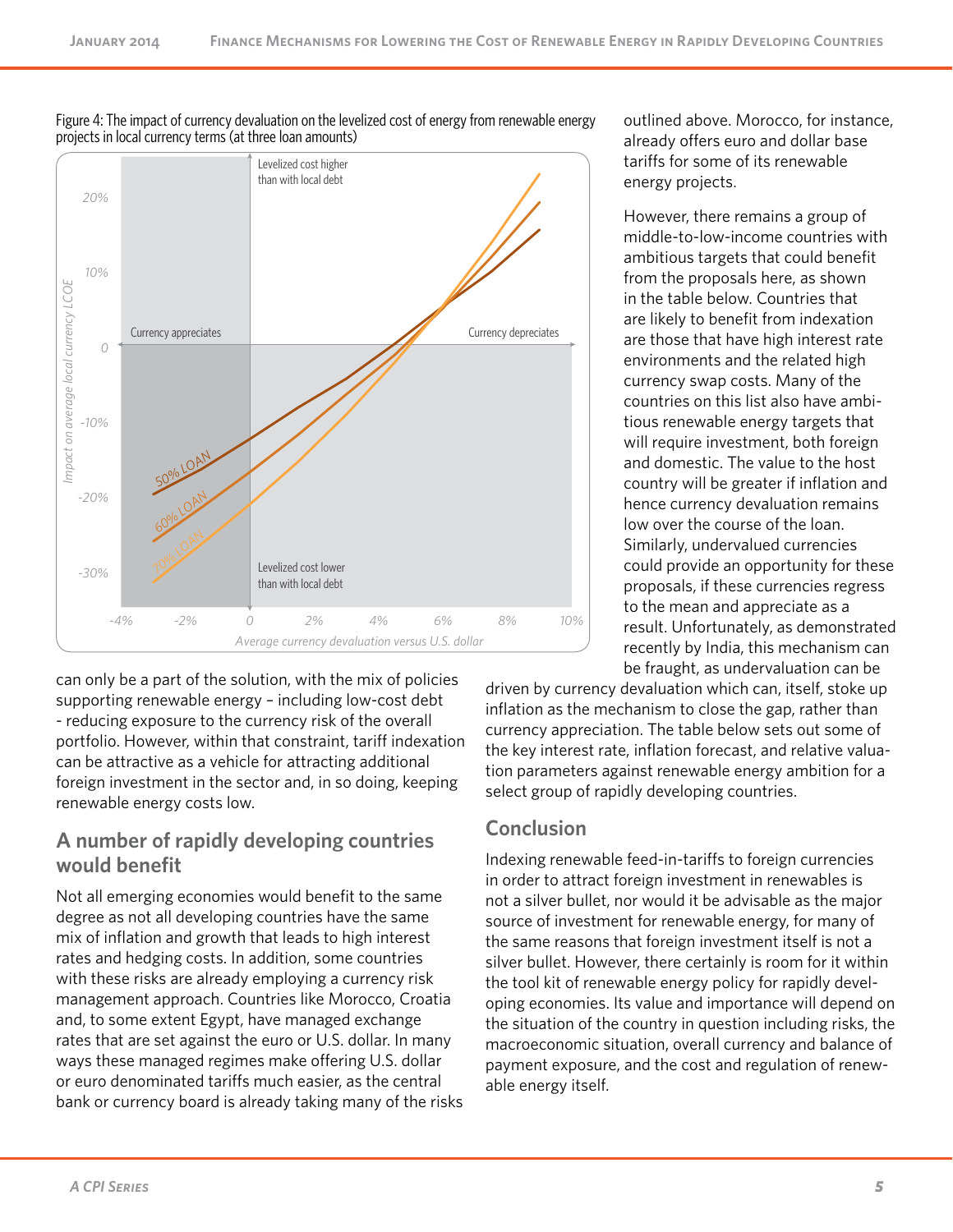Figure 4: The impact of currency devaluation on the levelized cost of energy from renewable energy projects in local currency terms (at three loan amounts)

outlined above. Morocco, for instance, already offers euro and dollar base tariffs for some of its renewable energy projects.

However, there remains a group of middle-to-low-income countries with ambitious targets that could benefit from the proposals here, as shown in the table below. Countries that are likely to benefit from indexation are those that have high interest rate environments and the related high currency swap costs. Many of the countries on this list also have ambitious renewable energy targets that will require investment, both foreign and domestic. The value to the host country will be greater if inflation and hence currency devaluation remains low over the course of the loan. Similarly, undervalued currencies could provide an opportunity for these proposals, if these currencies regress to the mean and appreciate as a result. Unfortunately, as demonstrated recently by India, this mechanism can be fraught, as undervaluation can be driven by currency devaluation which can, itself, stoke up inflation as the mechanism to close the gap, rather than currency appreciation. The table below sets out some of the key interest rate, inflation forecast, and relative valuation parameters against renewable energy ambition for a select group of rapidly developing countries.

can only be a part of the solution, with the mix of policies supporting renewable energy – including low-cost debt - reducing exposure to the currency risk of the overall portfolio. However, within that constraint, tariff indexation can be attractive as a vehicle for attracting additional foreign investment in the sector and, in so doing, keeping renewable energy costs low.

## A number of rapidly developing countries would benefit

Not all emerging economies would benefit to the same degree as not all developing countries have the same mix of inflation and growth that leads to high interest rates and hedging costs. In addition, some countries with these risks are already employing a currency risk management approach. Countries like Morocco, Croatia and, to some extent Egypt, have managed exchange rates that are set against the euro or U.S. dollar. In many ways these managed regimes make offering U.S. dollar or euro denominated tariffs much easier, as the central bank or currency board is already taking many of the risks

## Conclusion

Indexing renewable feed-in-tariffs to foreign currencies in order to attract foreign investment in renewables is not a silver bullet, nor would it be advisable as the major source of investment for renewable energy, for many of the same reasons that foreign investment itself is not a silver bullet. However, there certainly is room for it within the tool kit of renewable energy policy for rapidly developing economies. Its value and importance will depend on the situation of the country in question including risks, the macroeconomic situation, overall currency and balance of payment exposure, and the cost and regulation of renewable energy itself.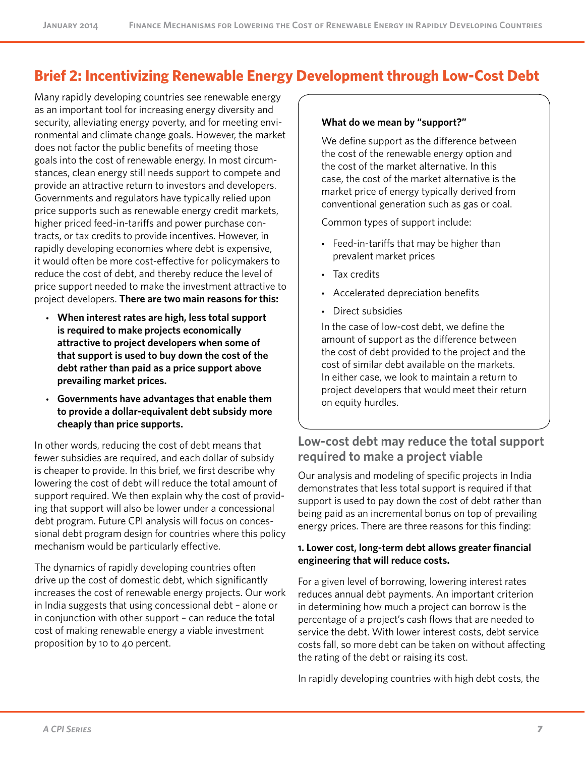## Brief 2: Incentivizing Renewable Energy Development through Low-Cost Debt

Many rapidly developing countries see renewable energy as an important tool for increasing energy diversity and security, alleviating energy poverty, and for meeting environmental and climate change goals. However, the market does not factor the public benefits of meeting those goals into the cost of renewable energy. In most circumstances, clean energy still needs support to compete and provide an attractive return to investors and developers. Governments and regulators have typically relied upon price supports such as renewable energy credit markets, higher priced feed-in-tariffs and power purchase contracts, or tax credits to provide incentives. However, in rapidly developing economies where debt is expensive, it would often be more cost-effective for policymakers to reduce the cost of debt, and thereby reduce the level of price support needed to make the investment attractive to project developers. **There are two main reasons for this:**

- **When interest rates are high, less total support is required to make projects economically attractive to project developers when some of that support is used to buy down the cost of the debt rather than paid as a price support above prevailing market prices.**
- **Governments have advantages that enable them to provide a dollar-equivalent debt subsidy more cheaply than price supports.**

In other words, reducing the cost of debt means that fewer subsidies are required, and each dollar of subsidy is cheaper to provide. In this brief, we first describe why lowering the cost of debt will reduce the total amount of support required. We then explain why the cost of providing that support will also be lower under a concessional debt program. Future CPI analysis will focus on concessional debt program design for countries where this policy mechanism would be particularly effective.

The dynamics of rapidly developing countries often drive up the cost of domestic debt, which significantly increases the cost of renewable energy projects. Our work in India suggests that using concessional debt – alone or in conjunction with other support – can reduce the total cost of making renewable energy a viable investment proposition by 10 to 40 percent.

> **What do we mean by "support?"**
>
> We define support as the difference between the cost of the renewable energy option and the cost of the market alternative. In this case, the cost of the market alternative is the market price of energy typically derived from conventional generation such as gas or coal.
>
> Common types of support include:
>
> - Feed-in-tariffs that may be higher than prevalent market prices
> - Tax credits
> - Accelerated depreciation benefits
> - Direct subsidies
>
> In the case of low-cost debt, we define the amount of support as the difference between the cost of debt provided to the project and the cost of similar debt available on the markets. In either case, we look to maintain a return to project developers that would meet their return on equity hurdles.

### Low-cost debt may reduce the total support required to make a project viable

Our analysis and modeling of specific projects in India demonstrates that less total support is required if that support is used to pay down the cost of debt rather than being paid as an incremental bonus on top of prevailing energy prices. There are three reasons for this finding:

**1. Lower cost, long-term debt allows greater financial engineering that will reduce costs.**

For a given level of borrowing, lowering interest rates reduces annual debt payments. An important criterion in determining how much a project can borrow is the percentage of a project's cash flows that are needed to service the debt. With lower interest costs, debt service costs fall, so more debt can be taken on without affecting the rating of the debt or raising its cost.

In rapidly developing countries with high debt costs, the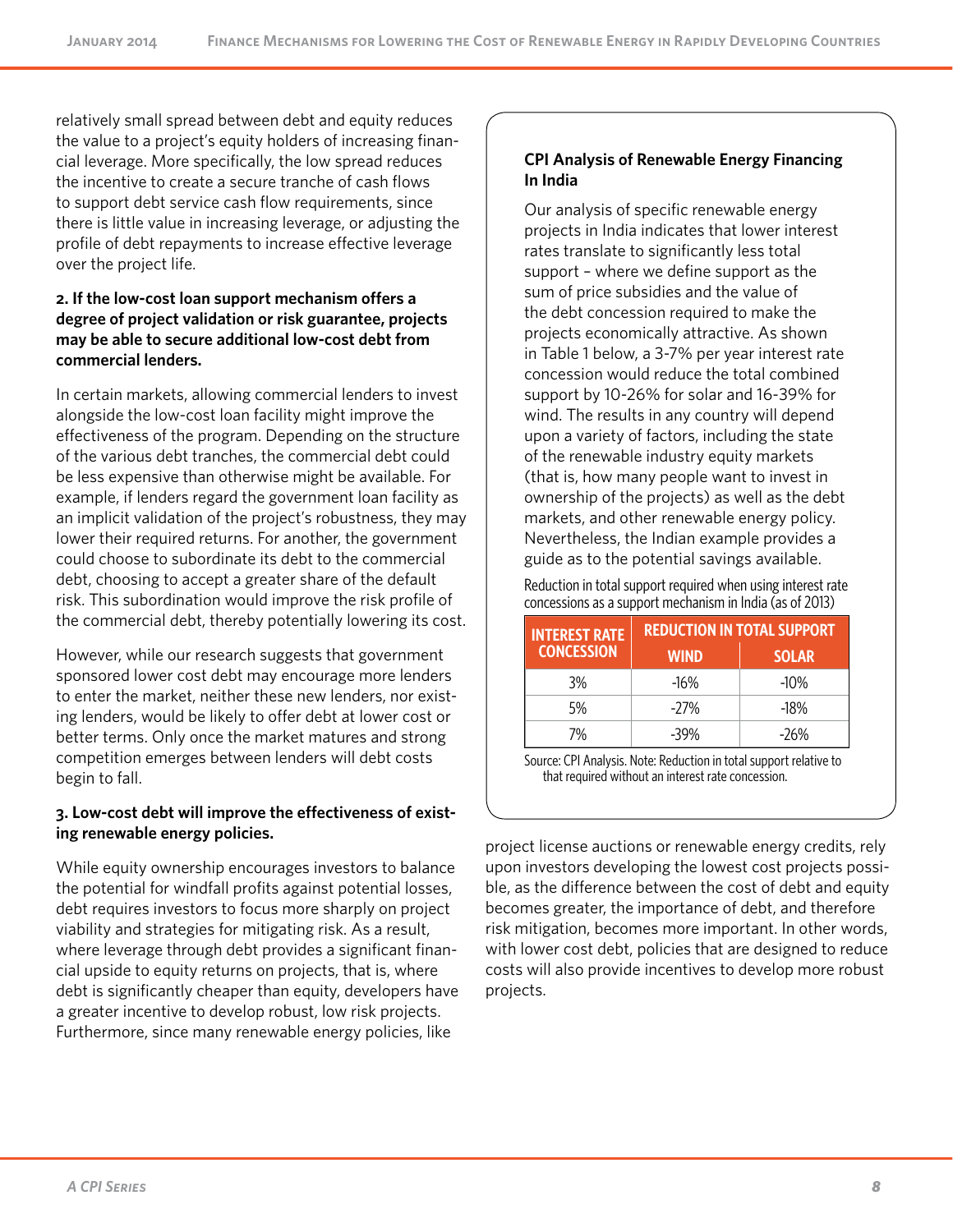relatively small spread between debt and equity reduces the value to a project's equity holders of increasing financial leverage. More specifically, the low spread reduces the incentive to create a secure tranche of cash flows to support debt service cash flow requirements, since there is little value in increasing leverage, or adjusting the profile of debt repayments to increase effective leverage over the project life.

**2. If the low-cost loan support mechanism offers a degree of project validation or risk guarantee, projects may be able to secure additional low-cost debt from commercial lenders.**

In certain markets, allowing commercial lenders to invest alongside the low-cost loan facility might improve the effectiveness of the program. Depending on the structure of the various debt tranches, the commercial debt could be less expensive than otherwise might be available. For example, if lenders regard the government loan facility as an implicit validation of the project's robustness, they may lower their required returns. For another, the government could choose to subordinate its debt to the commercial debt, choosing to accept a greater share of the default risk. This subordination would improve the risk profile of the commercial debt, thereby potentially lowering its cost.

However, while our research suggests that government sponsored lower cost debt may encourage more lenders to enter the market, neither these new lenders, nor existing lenders, would be likely to offer debt at lower cost or better terms. Only once the market matures and strong competition emerges between lenders will debt costs begin to fall.

**3. Low-cost debt will improve the effectiveness of existing renewable energy policies.**

While equity ownership encourages investors to balance the potential for windfall profits against potential losses, debt requires investors to focus more sharply on project viability and strategies for mitigating risk. As a result, where leverage through debt provides a significant financial upside to equity returns on projects, that is, where debt is significantly cheaper than equity, developers have a greater incentive to develop robust, low risk projects. Furthermore, since many renewable energy policies, like project license auctions or renewable energy credits, rely upon investors developing the lowest cost projects possible, as the difference between the cost of debt and equity becomes greater, the importance of debt, and therefore risk mitigation, becomes more important. In other words, with lower cost debt, policies that are designed to reduce costs will also provide incentives to develop more robust projects.

**CPI Analysis of Renewable Energy Financing In India**

Our analysis of specific renewable energy projects in India indicates that lower interest rates translate to significantly less total support – where we define support as the sum of price subsidies and the value of the debt concession required to make the projects economically attractive. As shown in Table 1 below, a 3-7% per year interest rate concession would reduce the total combined support by 10-26% for solar and 16-39% for wind. The results in any country will depend upon a variety of factors, including the state of the renewable industry equity markets (that is, how many people want to invest in ownership of the projects) as well as the debt markets, and other renewable energy policy. Nevertheless, the Indian example provides a guide as to the potential savings available.

Reduction in total support required when using interest rate concessions as a support mechanism in India (as of 2013)

| INTEREST RATE CONCESSION | REDUCTION IN TOTAL SUPPORT | |
|---|---|---|
| | WIND | SOLAR |
| 3% | -16% | -10% |
| 5% | -27% | -18% |
| 7% | -39% | -26% |

Source: CPI Analysis. Note: Reduction in total support relative to that required without an interest rate concession.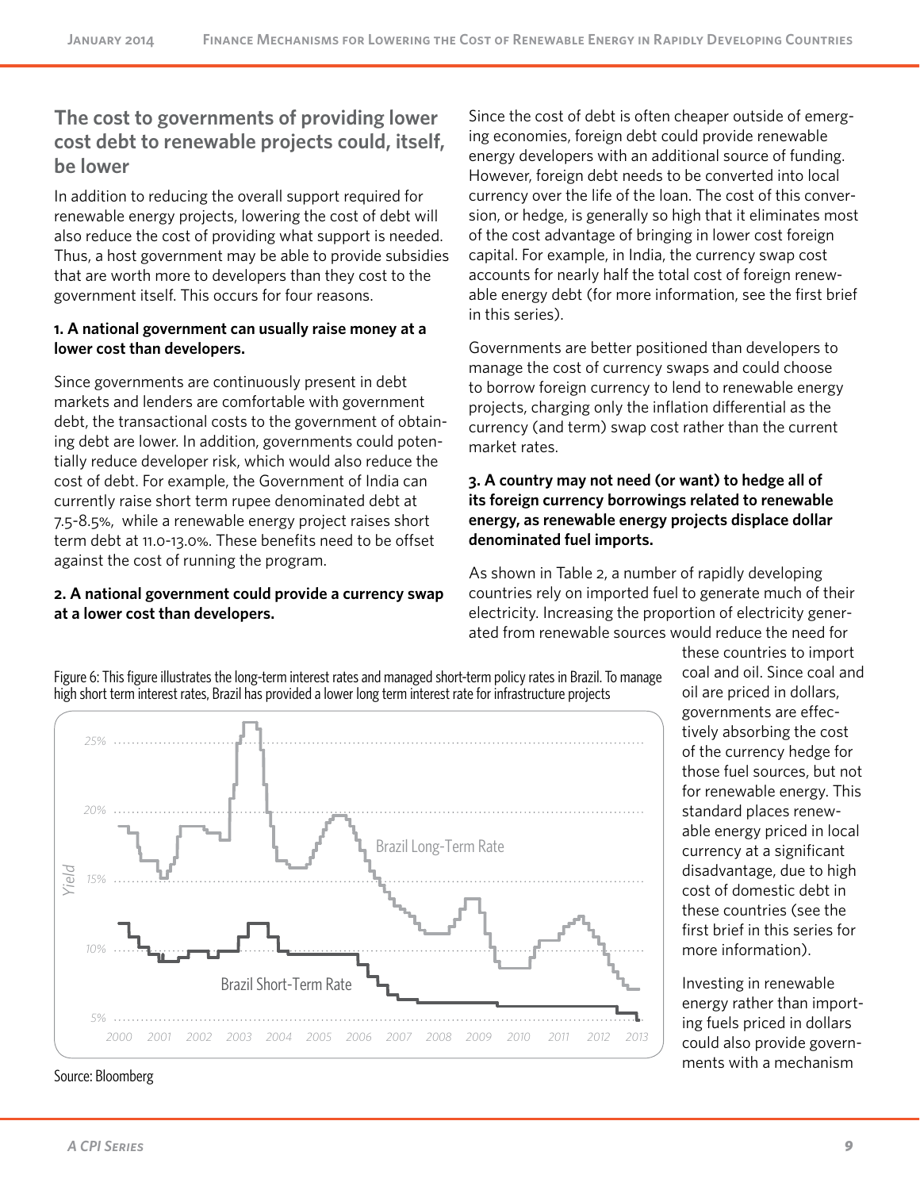## The cost to governments of providing lower cost debt to renewable projects could, itself, be lower

In addition to reducing the overall support required for renewable energy projects, lowering the cost of debt will also reduce the cost of providing what support is needed. Thus, a host government may be able to provide subsidies that are worth more to developers than they cost to the government itself. This occurs for four reasons.

**1. A national government can usually raise money at a lower cost than developers.**

Since governments are continuously present in debt markets and lenders are comfortable with government debt, the transactional costs to the government of obtaining debt are lower. In addition, governments could potentially reduce developer risk, which would also reduce the cost of debt. For example, the Government of India can currently raise short term rupee denominated debt at 7.5-8.5%, while a renewable energy project raises short term debt at 11.0-13.0%. These benefits need to be offset against the cost of running the program.

**2. A national government could provide a currency swap at a lower cost than developers.**

Since the cost of debt is often cheaper outside of emerging economies, foreign debt could provide renewable energy developers with an additional source of funding. However, foreign debt needs to be converted into local currency over the life of the loan. The cost of this conversion, or hedge, is generally so high that it eliminates most of the cost advantage of bringing in lower cost foreign capital. For example, in India, the currency swap cost accounts for nearly half the total cost of foreign renewable energy debt (for more information, see the first brief in this series).

Governments are better positioned than developers to manage the cost of currency swaps and could choose to borrow foreign currency to lend to renewable energy projects, charging only the inflation differential as the currency (and term) swap cost rather than the current market rates.

**3. A country may not need (or want) to hedge all of its foreign currency borrowings related to renewable energy, as renewable energy projects displace dollar denominated fuel imports.**

As shown in Table 2, a number of rapidly developing countries rely on imported fuel to generate much of their electricity. Increasing the proportion of electricity generated from renewable sources would reduce the need for these countries to import coal and oil. Since coal and oil are priced in dollars, governments are effectively absorbing the cost of the currency hedge for those fuel sources, but not for renewable energy. This standard places renewable energy priced in local currency at a significant disadvantage, due to high cost of domestic debt in these countries (see the first brief in this series for more information).

Investing in renewable energy rather than importing fuels priced in dollars could also provide governments with a mechanism

Figure 6: This figure illustrates the long-term interest rates and managed short-term policy rates in Brazil. To manage high short term interest rates, Brazil has provided a lower long term interest rate for infrastructure projects

Source: Bloomberg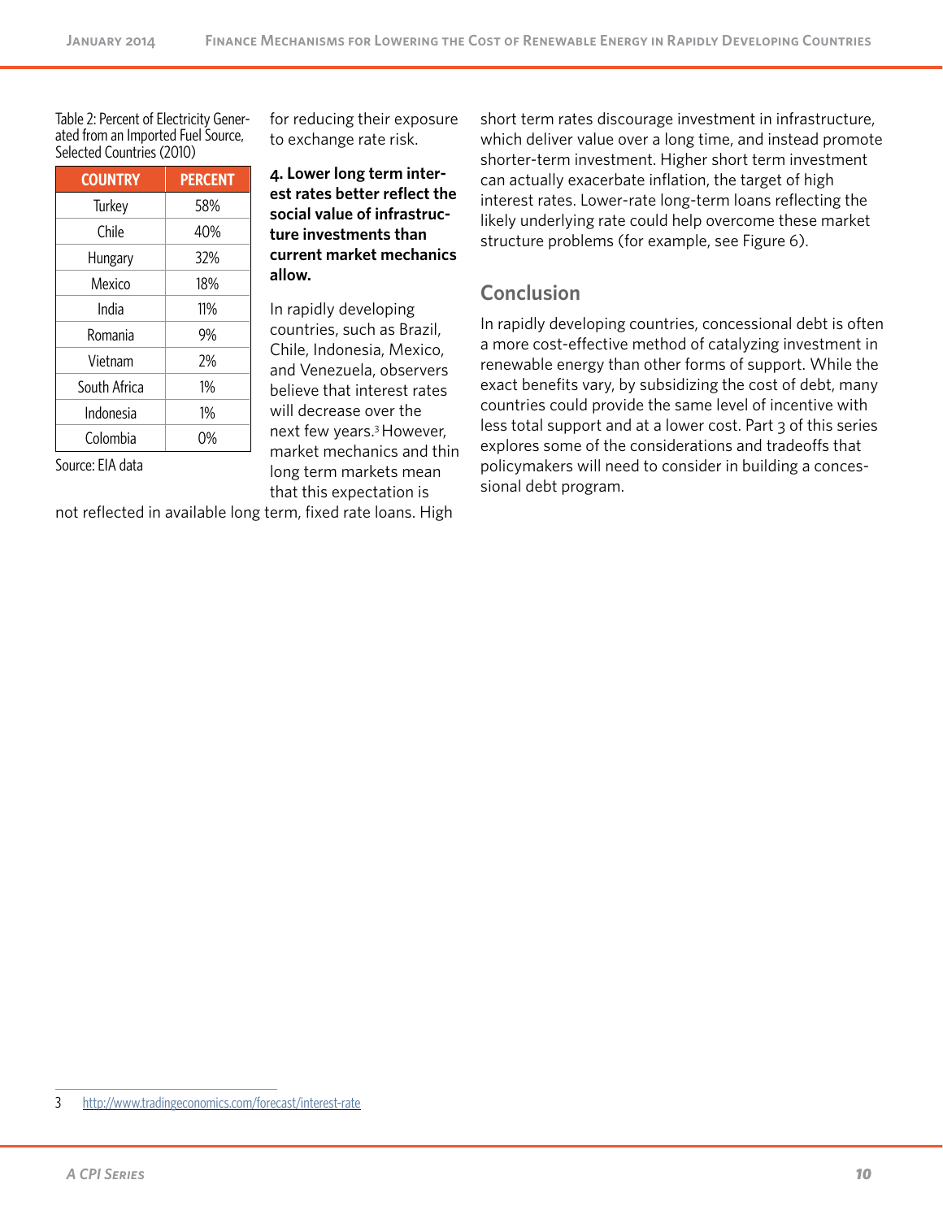Table 2: Percent of Electricity Generated from an Imported Fuel Source, Selected Countries (2010)

| COUNTRY | PERCENT |
|---|---|
| Turkey | 58% |
| Chile | 40% |
| Hungary | 32% |
| Mexico | 18% |
| India | 11% |
| Romania | 9% |
| Vietnam | 2% |
| South Africa | 1% |
| Indonesia | 1% |
| Colombia | 0% |

Source: EIA data

for reducing their exposure to exchange rate risk.

**4. Lower long term interest rates better reflect the social value of infrastructure investments than current market mechanics allow.**

In rapidly developing countries, such as Brazil, Chile, Indonesia, Mexico, and Venezuela, observers believe that interest rates will decrease over the next few years.[3] However, market mechanics and thin long term markets mean that this expectation is not reflected in available long term, fixed rate loans. High short term rates discourage investment in infrastructure, which deliver value over a long time, and instead promote shorter-term investment. Higher short term investment can actually exacerbate inflation, the target of high interest rates. Lower-rate long-term loans reflecting the likely underlying rate could help overcome these market structure problems (for example, see Figure 6).

## Conclusion

In rapidly developing countries, concessional debt is often a more cost-effective method of catalyzing investment in renewable energy than other forms of support. While the exact benefits vary, by subsidizing the cost of debt, many countries could provide the same level of incentive with less total support and at a lower cost. Part 3 of this series explores some of the considerations and tradeoffs that policymakers will need to consider in building a concessional debt program.

3 http://www.tradingeconomics.com/forecast/interest-rate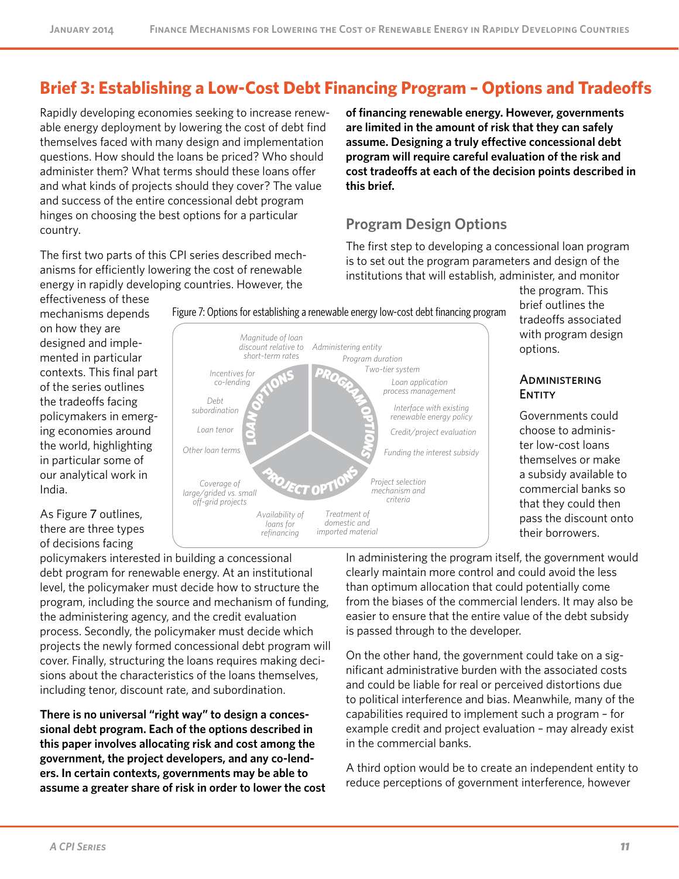# Brief 3: Establishing a Low-Cost Debt Financing Program – Options and Tradeoffs

Rapidly developing economies seeking to increase renewable energy deployment by lowering the cost of debt find themselves faced with many design and implementation questions. How should the loans be priced? Who should administer them? What terms should these loans offer and what kinds of projects should they cover? The value and success of the entire concessional debt program hinges on choosing the best options for a particular country.

The first two parts of this CPI series described mechanisms for efficiently lowering the cost of renewable energy in rapidly developing countries. However, the effectiveness of these mechanisms depends on how they are designed and implemented in particular contexts. This final part of the series outlines the tradeoffs facing policymakers in emerging economies around the world, highlighting in particular some of our analytical work in India.

As Figure 7 outlines, there are three types of decisions facing policymakers interested in building a concessional debt program for renewable energy. At an institutional level, the policymaker must decide how to structure the program, including the source and mechanism of funding, the administering agency, and the credit evaluation process. Secondly, the policymaker must decide which projects the newly formed concessional debt program will cover. Finally, structuring the loans requires making decisions about the characteristics of the loans themselves, including tenor, discount rate, and subordination.

**There is no universal "right way" to design a concessional debt program. Each of the options described in this paper involves allocating risk and cost among the government, the project developers, and any co-lenders. In certain contexts, governments may be able to assume a greater share of risk in order to lower the cost of financing renewable energy. However, governments are limited in the amount of risk that they can safely assume. Designing a truly effective concessional debt program will require careful evaluation of the risk and cost tradeoffs at each of the decision points described in this brief.**

Figure 7: Options for establishing a renewable energy low-cost debt financing program

- **Loan Options:** Magnitude of loan discount relative to short-term rates; Incentives for co-lending; Debt subordination; Loan tenor; Other loan terms
- **Program Options:** Administering entity; Program duration; Two-tier system; Loan application process management; Interface with existing renewable energy policy; Credit/project evaluation; Funding the interest subsidy
- **Project Options:** Project selection mechanism and criteria; Treatment of domestic and imported material; Availability of loans for refinancing; Coverage of large/grided vs. small off-grid projects

## Program Design Options

The first step to developing a concessional loan program is to set out the program parameters and design of the institutions that will establish, administer, and monitor the program. This brief outlines the tradeoffs associated with program design options.

### Administering Entity

Governments could choose to administer low-cost loans themselves or make a subsidy available to commercial banks so that they could then pass the discount onto their borrowers.

In administering the program itself, the government would clearly maintain more control and could avoid the less than optimum allocation that could potentially come from the biases of the commercial lenders. It may also be easier to ensure that the entire value of the debt subsidy is passed through to the developer.

On the other hand, the government could take on a significant administrative burden with the associated costs and could be liable for real or perceived distortions due to political interference and bias. Meanwhile, many of the capabilities required to implement such a program – for example credit and project evaluation – may already exist in the commercial banks.

A third option would be to create an independent entity to reduce perceptions of government interference, however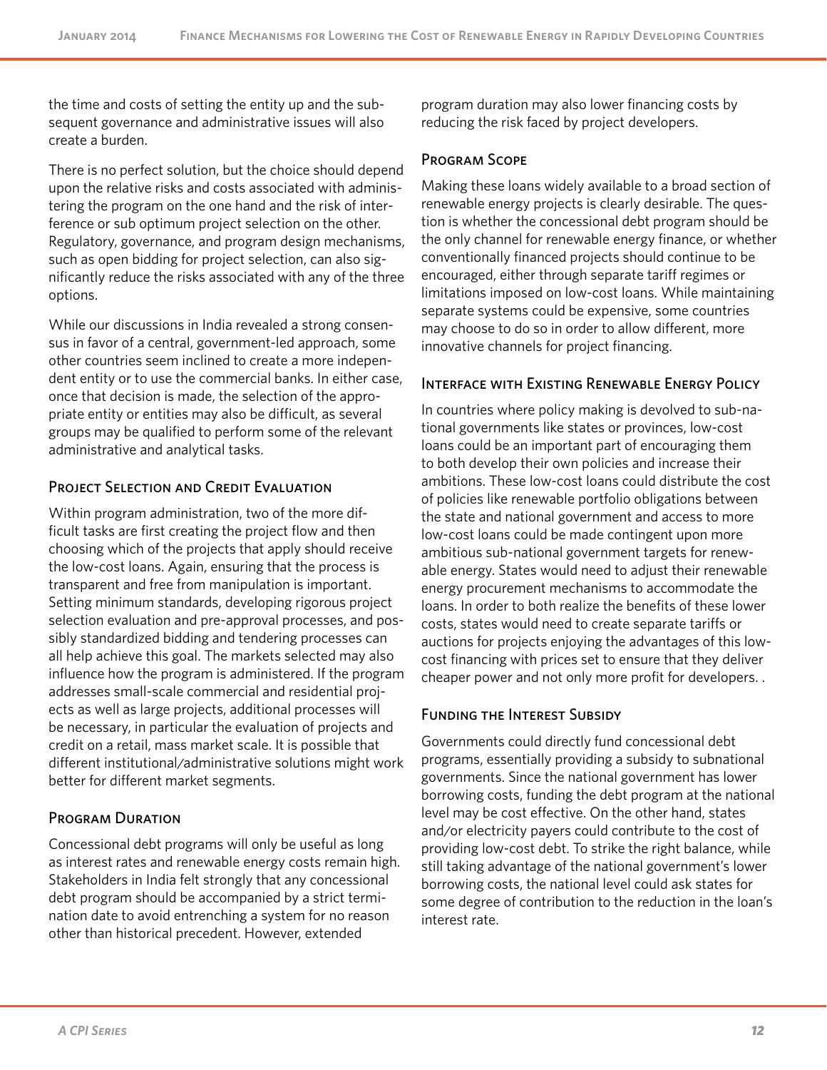the time and costs of setting the entity up and the subsequent governance and administrative issues will also create a burden.

There is no perfect solution, but the choice should depend upon the relative risks and costs associated with administering the program on the one hand and the risk of interference or sub optimum project selection on the other. Regulatory, governance, and program design mechanisms, such as open bidding for project selection, can also significantly reduce the risks associated with any of the three options.

While our discussions in India revealed a strong consensus in favor of a central, government-led approach, some other countries seem inclined to create a more independent entity or to use the commercial banks. In either case, once that decision is made, the selection of the appropriate entity or entities may also be difficult, as several groups may be qualified to perform some of the relevant administrative and analytical tasks.

### Project Selection and Credit Evaluation

Within program administration, two of the more difficult tasks are first creating the project flow and then choosing which of the projects that apply should receive the low-cost loans. Again, ensuring that the process is transparent and free from manipulation is important. Setting minimum standards, developing rigorous project selection evaluation and pre-approval processes, and possibly standardized bidding and tendering processes can all help achieve this goal. The markets selected may also influence how the program is administered. If the program addresses small-scale commercial and residential projects as well as large projects, additional processes will be necessary, in particular the evaluation of projects and credit on a retail, mass market scale. It is possible that different institutional/administrative solutions might work better for different market segments.

### Program Duration

Concessional debt programs will only be useful as long as interest rates and renewable energy costs remain high. Stakeholders in India felt strongly that any concessional debt program should be accompanied by a strict termination date to avoid entrenching a system for no reason other than historical precedent. However, extended program duration may also lower financing costs by reducing the risk faced by project developers.

### Program Scope

Making these loans widely available to a broad section of renewable energy projects is clearly desirable. The question is whether the concessional debt program should be the only channel for renewable energy finance, or whether conventionally financed projects should continue to be encouraged, either through separate tariff regimes or limitations imposed on low-cost loans. While maintaining separate systems could be expensive, some countries may choose to do so in order to allow different, more innovative channels for project financing.

### Interface with Existing Renewable Energy Policy

In countries where policy making is devolved to sub-national governments like states or provinces, low-cost loans could be an important part of encouraging them to both develop their own policies and increase their ambitions. These low-cost loans could distribute the cost of policies like renewable portfolio obligations between the state and national government and access to more low-cost loans could be made contingent upon more ambitious sub-national government targets for renewable energy. States would need to adjust their renewable energy procurement mechanisms to accommodate the loans. In order to both realize the benefits of these lower costs, states would need to create separate tariffs or auctions for projects enjoying the advantages of this low-cost financing with prices set to ensure that they deliver cheaper power and not only more profit for developers. .

### Funding the Interest Subsidy

Governments could directly fund concessional debt programs, essentially providing a subsidy to subnational governments. Since the national government has lower borrowing costs, funding the debt program at the national level may be cost effective. On the other hand, states and/or electricity payers could contribute to the cost of providing low-cost debt. To strike the right balance, while still taking advantage of the national government's lower borrowing costs, the national level could ask states for some degree of contribution to the reduction in the loan's interest rate.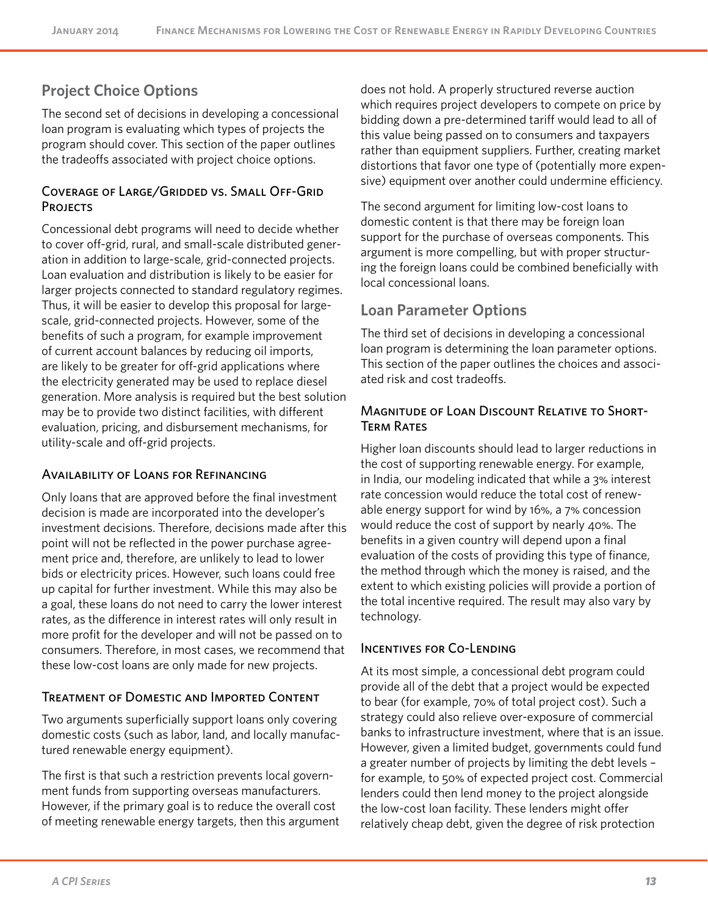## Project Choice Options

The second set of decisions in developing a concessional loan program is evaluating which types of projects the program should cover. This section of the paper outlines the tradeoffs associated with project choice options.

### Coverage of Large/Gridded vs. Small Off-Grid Projects

Concessional debt programs will need to decide whether to cover off-grid, rural, and small-scale distributed generation in addition to large-scale, grid-connected projects. Loan evaluation and distribution is likely to be easier for larger projects connected to standard regulatory regimes. Thus, it will be easier to develop this proposal for large-scale, grid-connected projects. However, some of the benefits of such a program, for example improvement of current account balances by reducing oil imports, are likely to be greater for off-grid applications where the electricity generated may be used to replace diesel generation. More analysis is required but the best solution may be to provide two distinct facilities, with different evaluation, pricing, and disbursement mechanisms, for utility-scale and off-grid projects.

### Availability of Loans for Refinancing

Only loans that are approved before the final investment decision is made are incorporated into the developer's investment decisions. Therefore, decisions made after this point will not be reflected in the power purchase agreement price and, therefore, are unlikely to lead to lower bids or electricity prices. However, such loans could free up capital for further investment. While this may also be a goal, these loans do not need to carry the lower interest rates, as the difference in interest rates will only result in more profit for the developer and will not be passed on to consumers. Therefore, in most cases, we recommend that these low-cost loans are only made for new projects.

### Treatment of Domestic and Imported Content

Two arguments superficially support loans only covering domestic costs (such as labor, land, and locally manufactured renewable energy equipment).

The first is that such a restriction prevents local government funds from supporting overseas manufacturers. However, if the primary goal is to reduce the overall cost of meeting renewable energy targets, then this argument does not hold. A properly structured reverse auction which requires project developers to compete on price by bidding down a pre-determined tariff would lead to all of this value being passed on to consumers and taxpayers rather than equipment suppliers. Further, creating market distortions that favor one type of (potentially more expensive) equipment over another could undermine efficiency.

The second argument for limiting low-cost loans to domestic content is that there may be foreign loan support for the purchase of overseas components. This argument is more compelling, but with proper structuring the foreign loans could be combined beneficially with local concessional loans.

## Loan Parameter Options

The third set of decisions in developing a concessional loan program is determining the loan parameter options. This section of the paper outlines the choices and associated risk and cost tradeoffs.

### Magnitude of Loan Discount Relative to Short-Term Rates

Higher loan discounts should lead to larger reductions in the cost of supporting renewable energy. For example, in India, our modeling indicated that while a 3% interest rate concession would reduce the total cost of renewable energy support for wind by 16%, a 7% concession would reduce the cost of support by nearly 40%. The benefits in a given country will depend upon a final evaluation of the costs of providing this type of finance, the method through which the money is raised, and the extent to which existing policies will provide a portion of the total incentive required. The result may also vary by technology.

### Incentives for Co-Lending

At its most simple, a concessional debt program could provide all of the debt that a project would be expected to bear (for example, 70% of total project cost). Such a strategy could also relieve over-exposure of commercial banks to infrastructure investment, where that is an issue. However, given a limited budget, governments could fund a greater number of projects by limiting the debt levels – for example, to 50% of expected project cost. Commercial lenders could then lend money to the project alongside the low-cost loan facility. These lenders might offer relatively cheap debt, given the degree of risk protection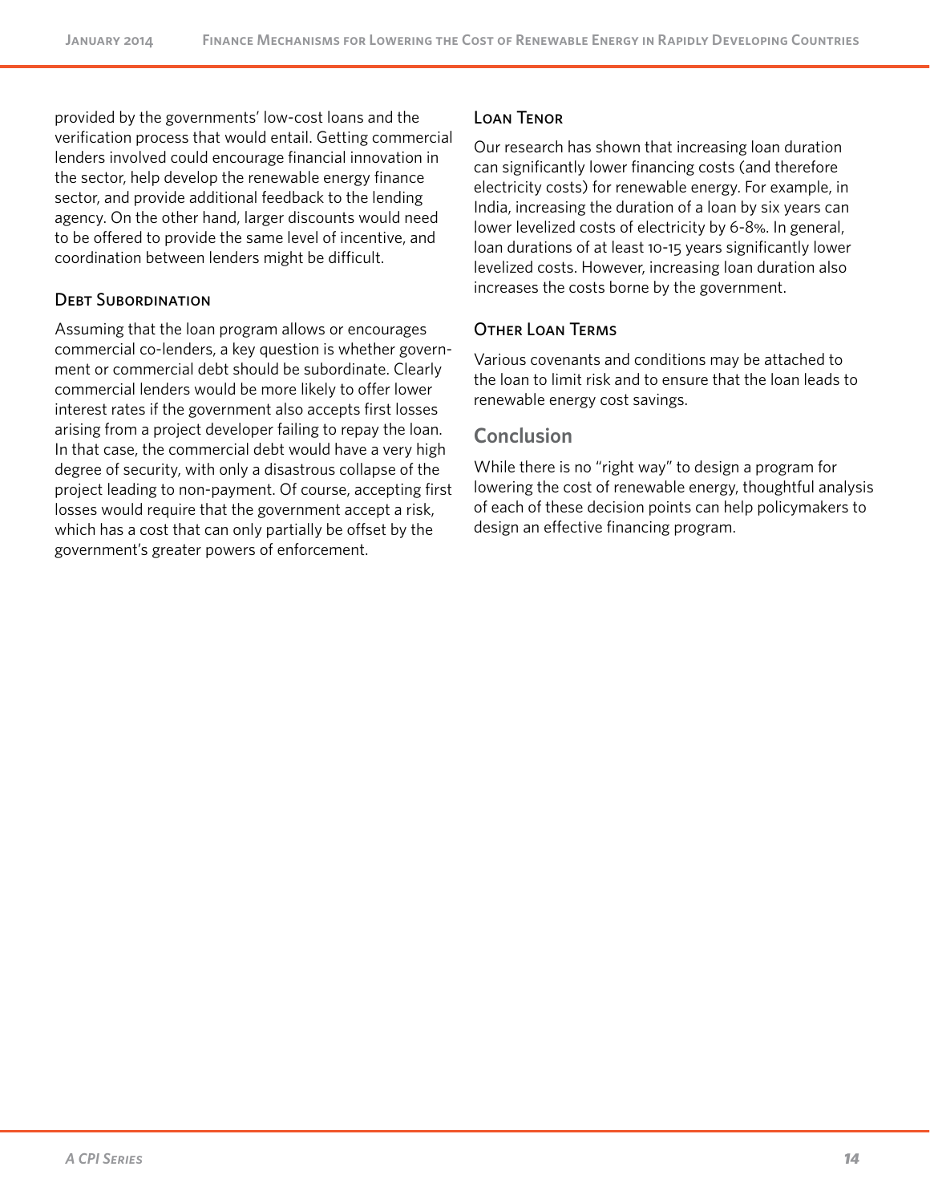provided by the governments' low-cost loans and the verification process that would entail. Getting commercial lenders involved could encourage financial innovation in the sector, help develop the renewable energy finance sector, and provide additional feedback to the lending agency. On the other hand, larger discounts would need to be offered to provide the same level of incentive, and coordination between lenders might be difficult.

### Debt Subordination

Assuming that the loan program allows or encourages commercial co-lenders, a key question is whether government or commercial debt should be subordinate. Clearly commercial lenders would be more likely to offer lower interest rates if the government also accepts first losses arising from a project developer failing to repay the loan. In that case, the commercial debt would have a very high degree of security, with only a disastrous collapse of the project leading to non-payment. Of course, accepting first losses would require that the government accept a risk, which has a cost that can only partially be offset by the government's greater powers of enforcement.

### Loan Tenor

Our research has shown that increasing loan duration can significantly lower financing costs (and therefore electricity costs) for renewable energy. For example, in India, increasing the duration of a loan by six years can lower levelized costs of electricity by 6-8%. In general, loan durations of at least 10-15 years significantly lower levelized costs. However, increasing loan duration also increases the costs borne by the government.

### Other Loan Terms

Various covenants and conditions may be attached to the loan to limit risk and to ensure that the loan leads to renewable energy cost savings.

## Conclusion

While there is no "right way" to design a program for lowering the cost of renewable energy, thoughtful analysis of each of these decision points can help policymakers to design an effective financing program.